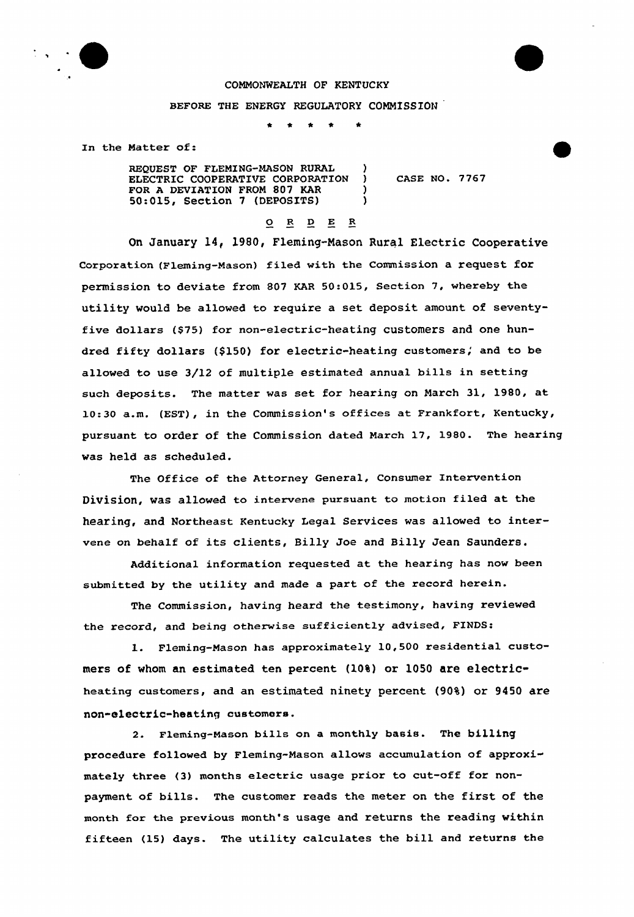COMMONWEALTH OF KENTUCKY

BEFORE THE ENERGY REGULATORY COMMISSION

\* \* \* \* \*

In the Matter of:

REQUEST OF FLEMING-MASON RURAL ELECTRIC COOPERATIVE CORPORATION FOR A DEVIATION FROM 807 KAR 50:015, Section 7 (DEPOSITS) ) CASE NO. 7767

# O R D E R

On January 14, 1980, Fleming-Mason Rural Electric Cooperative Corporation (Fleming-Mason) filed with the Commission a request for permission to deviate from 807 KAR 50:015, Section 7, whereby the utility would be allowed to require a set deposit amount of seventy-five dollars ($75) for non-electric-heating customers and one hundred fifty dollars ($150) for electric-heating customers; and to be allowed to use 3/12 of multiple estimated annual bills in setting such deposits. The matter was set for hearing on March 31, 1980, at 10:30 a.m. (EST), in the Commission's offices at Frankfort, Kentucky, pursuant to order of the Commission dated March 17, 1980. The hearing was held as scheduled.

The Office of the Attorney General, Consumer Intervention Division, was allowed to intervene pursuant to motion filed at the hearing, and Northeast Kentucky Legal Services was allowed to intervene on behalf of its clients, Billy Joe and Billy Jean Saunders.

Additional information requested at the hearing has now been submitted by the utility and made a part of the record herein.

The Commission, having heard the testimony, having reviewed the record, and being otherwise sufficiently advised, FINDS:

1. Fleming-Mason has approximately 10,500 residential customers of whom an estimated ten percent (10%) or 1050 are electric-heating customers, and an estimated ninety percent (90%) or 9450 are non-electric-heating customers.

2. Fleming-Mason bills on a monthly basis. The billing procedure followed by Fleming-Mason allows accumulation of approximately three (3) months electric usage prior to cut-off for non-payment of bills. The customer reads the meter on the first of the month for the previous month's usage and returns the reading within fifteen (15) days. The utility calculates the bill and returns the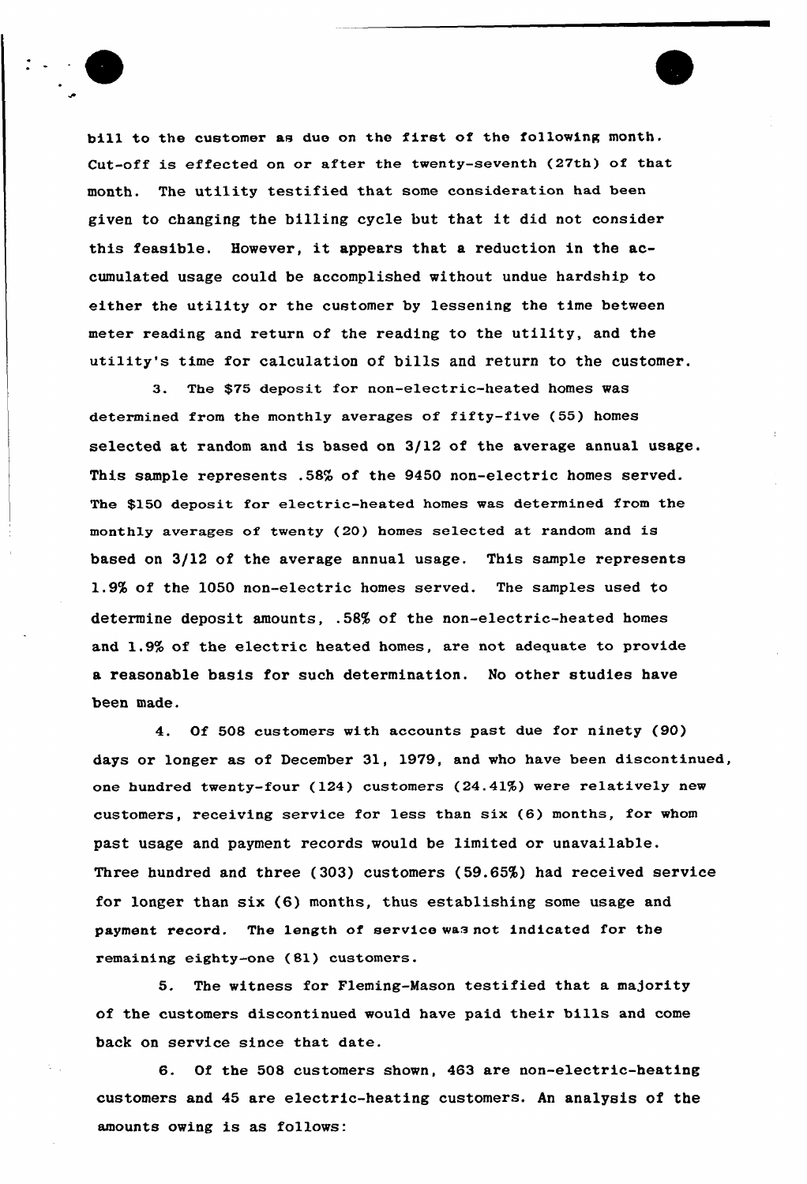bill to the customer as due on the first of the following month. Cut-off is effected on or after the twenty-seventh (27th) of that month. The utility testified that some consideration had been given to changing the billing cycle but that it did not consider this feasible. However, it appears that a reduction in the accumulated usage could be accomplished without undue hardship to either the utility or the customer by lessening the time between meter reading and return of the reading to the utility, and the utility's time for calculation of bills and return to the customer.

3. The $75 deposit for non-electric-heated homes was determined from the monthly averages of fifty-five (55) homes selected at random and is based on 3/12 of the average annual usage. This sample represents .58% of the 9450 non-electric homes served. The $150 deposit for electric-heated homes was determined from the monthly averages of twenty (20) homes selected at random and is based on 3/12 of the average annual usage. This sample represents 1.9% of the 1050 non-electric homes served. The samples used to determine deposit amounts, .58% of the non-electric-heated homes and 1.9% of the electric heated homes, are not adequate to provide a reasonable basis for such determination. No other studies have been made.

4. Of 508 customers with accounts past due for ninety (90) days or longer as of December 31, 1979, and who have been discontinued, one hundred twenty-four (124) customers (24.41%) were relatively new customers, receiving service for less than six (6) months, for whom past usage and payment records would be limited or unavailable. Three hundred and three (303) customers (59.65%) had received service for longer than six (6) months, thus establishing some usage and payment record. The length of service was not indicated for the remaining eighty-one (81) customers.

5. The witness for Fleming-Mason testified that a majority of the customers discontinued would have paid their bills and come back on service since that date.

6. Of the 508 customers shown, 463 are non-electric-heating customers and 45 are electric-heating customers. An analysis of the amounts owing is as follows: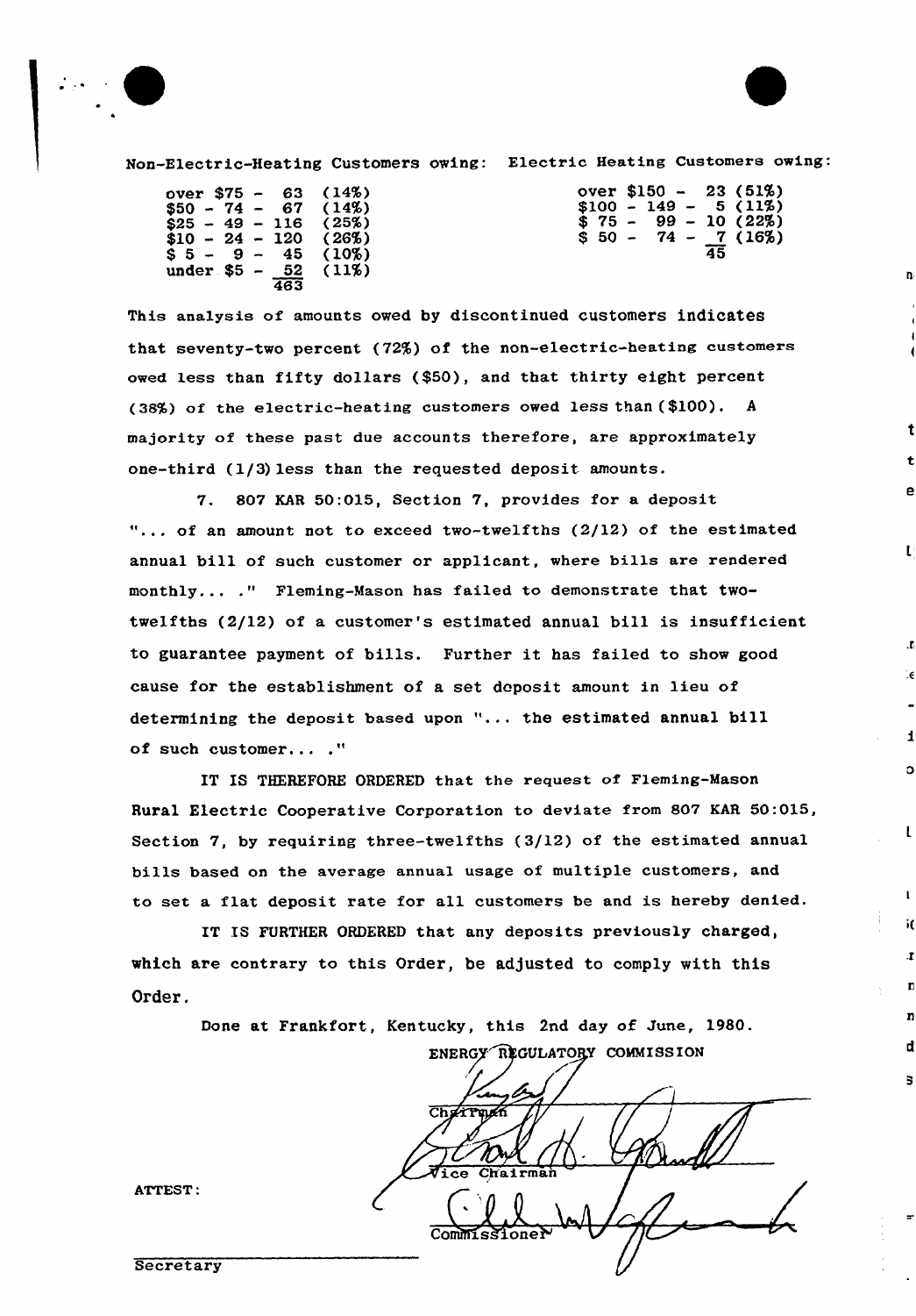Non-Electric-Heating Customers owing:

| | | |
|---|---|---|
| over $75 | 63 | (14%) |
| $50 - 74 | 67 | (14%) |
| $25 - 49 | 116 | (25%) |
| $10 - 24 | 120 | (26%) |
| $ 5 - 9 | 45 | (10%) |
| under $5 | 52 | (11%) |
| | 463 | |

Electric Heating Customers owing:

| | | |
|---|---|---|
| over $150 | 23 | (51%) |
| $100 - 149 | 5 | (11%) |
| $ 75 - 99 | 10 | (22%) |
| $ 50 - 74 | 7 | (16%) |
| | 45 | |

This analysis of amounts owed by discontinued customers indicates that seventy-two percent (72%) of the non-electric-heating customers owed less than fifty dollars ($50), and that thirty eight percent (38%) of the electric-heating customers owed less than ($100). A majority of these past due accounts therefore, are approximately one-third (1/3) less than the requested deposit amounts.

7. 807 KAR 50:015, Section 7, provides for a deposit "... of an amount not to exceed two-twelfths (2/12) of the estimated annual bill of such customer or applicant, where bills are rendered monthly... ." Fleming-Mason has failed to demonstrate that two-twelfths (2/12) of a customer's estimated annual bill is insufficient to guarantee payment of bills. Further it has failed to show good cause for the establishment of a set deposit amount in lieu of determining the deposit based upon "... the estimated annual bill of such customer... ."

IT IS THEREFORE ORDERED that the request of Fleming-Mason Rural Electric Cooperative Corporation to deviate from 807 KAR 50:015, Section 7, by requiring three-twelfths (3/12) of the estimated annual bills based on the average annual usage of multiple customers, and to set a flat deposit rate for all customers be and is hereby denied.

IT IS FURTHER ORDERED that any deposits previously charged, which are contrary to this Order, be adjusted to comply with this Order.

Done at Frankfort, Kentucky, this 2nd day of June, 1980.

ENERGY REGULATORY COMMISSION

Chairman

Vice Chairman

Commissioner

ATTEST:

Secretary